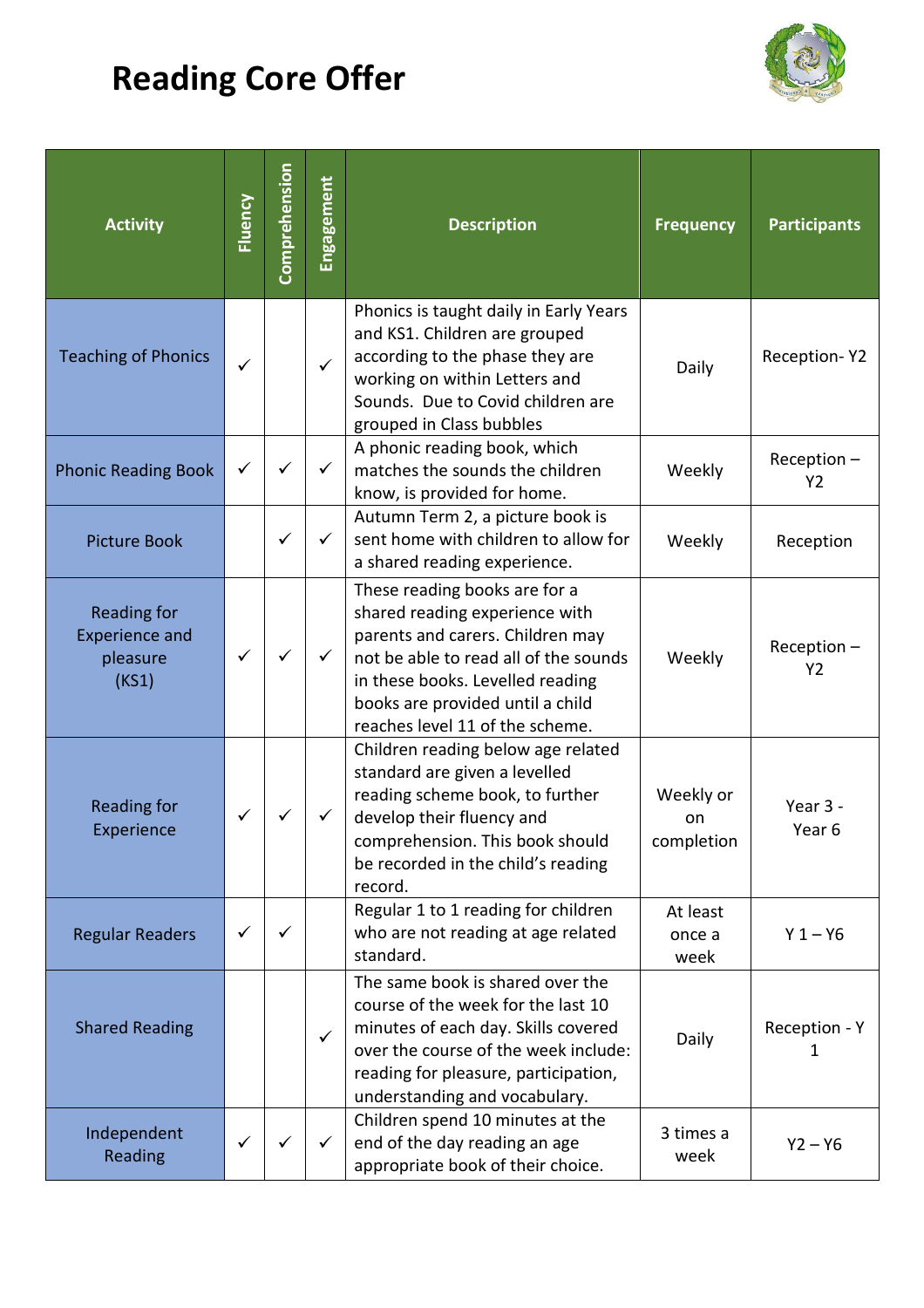# Reading Core Offer

| Activity | Fluency | Comprehension | Engagement | Description | Frequency | Participants |
|---|---|---|---|---|---|---|
| Teaching of Phonics | ✓ | | ✓ | Phonics is taught daily in Early Years and KS1. Children are grouped according to the phase they are working on within Letters and Sounds. Due to Covid children are grouped in Class bubbles | Daily | Reception- Y2 |
| Phonic Reading Book | ✓ | ✓ | ✓ | A phonic reading book, which matches the sounds the children know, is provided for home. | Weekly | Reception – Y2 |
| Picture Book | | ✓ | ✓ | Autumn Term 2, a picture book is sent home with children to allow for a shared reading experience. | Weekly | Reception |
| Reading for Experience and pleasure (KS1) | ✓ | ✓ | ✓ | These reading books are for a shared reading experience with parents and carers. Children may not be able to read all of the sounds in these books. Levelled reading books are provided until a child reaches level 11 of the scheme. | Weekly | Reception – Y2 |
| Reading for Experience | ✓ | ✓ | ✓ | Children reading below age related standard are given a levelled reading scheme book, to further develop their fluency and comprehension. This book should be recorded in the child's reading record. | Weekly or on completion | Year 3 - Year 6 |
| Regular Readers | ✓ | ✓ | | Regular 1 to 1 reading for children who are not reading at age related standard. | At least once a week | Y 1 – Y6 |
| Shared Reading | | | ✓ | The same book is shared over the course of the week for the last 10 minutes of each day. Skills covered over the course of the week include: reading for pleasure, participation, understanding and vocabulary. | Daily | Reception - Y 1 |
| Independent Reading | ✓ | ✓ | ✓ | Children spend 10 minutes at the end of the day reading an age appropriate book of their choice. | 3 times a week | Y2 – Y6 |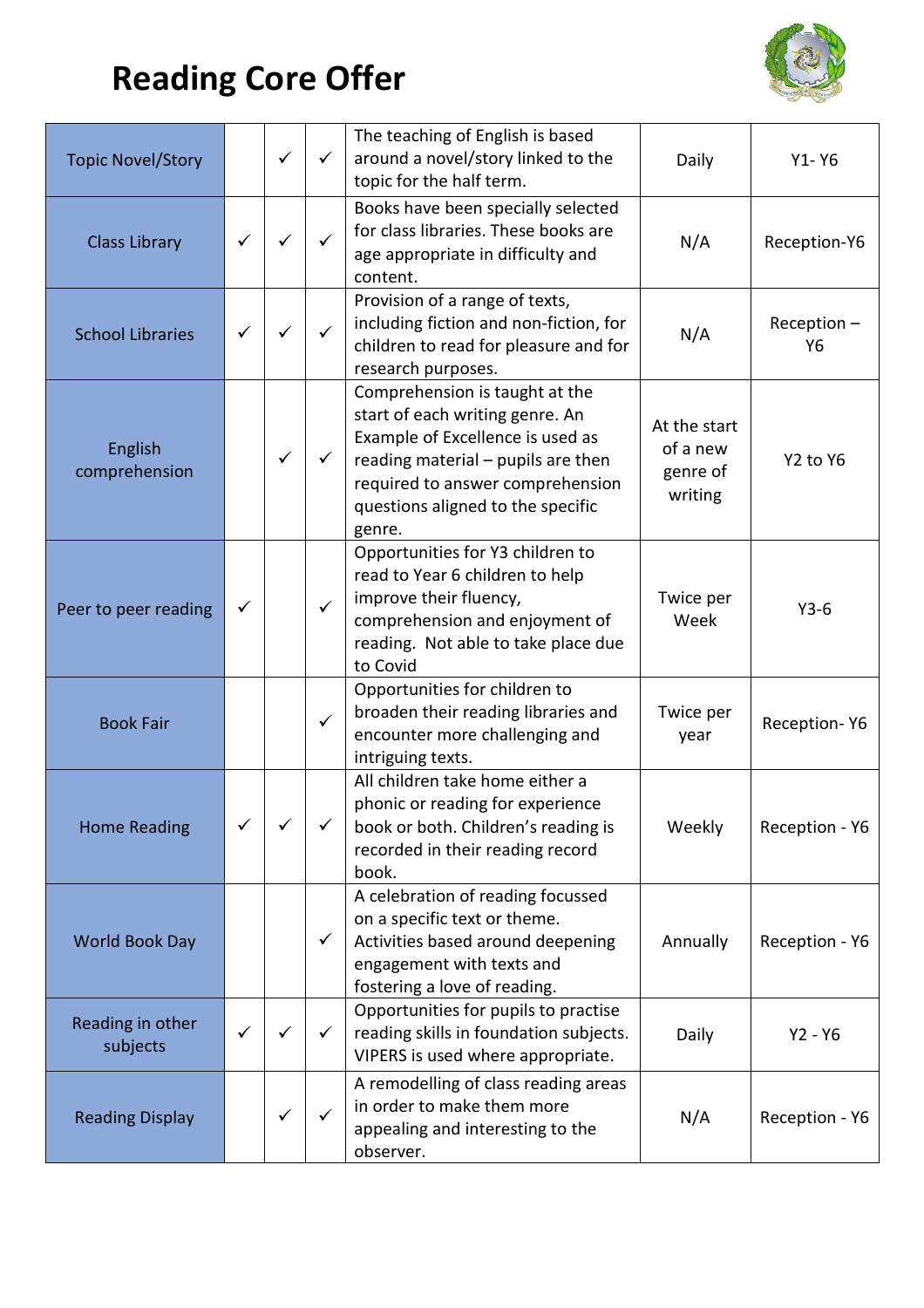# Reading Core Offer

| | | | | | | |
|---|---|---|---|---|---|---|
| Topic Novel/Story | | ✓ | ✓ | The teaching of English is based around a novel/story linked to the topic for the half term. | Daily | Y1- Y6 |
| Class Library | ✓ | ✓ | ✓ | Books have been specially selected for class libraries. These books are age appropriate in difficulty and content. | N/A | Reception-Y6 |
| School Libraries | ✓ | ✓ | ✓ | Provision of a range of texts, including fiction and non-fiction, for children to read for pleasure and for research purposes. | N/A | Reception – Y6 |
| English comprehension | | ✓ | ✓ | Comprehension is taught at the start of each writing genre. An Example of Excellence is used as reading material – pupils are then required to answer comprehension questions aligned to the specific genre. | At the start of a new genre of writing | Y2 to Y6 |
| Peer to peer reading | ✓ | | ✓ | Opportunities for Y3 children to read to Year 6 children to help improve their fluency, comprehension and enjoyment of reading. Not able to take place due to Covid | Twice per Week | Y3-6 |
| Book Fair | | | ✓ | Opportunities for children to broaden their reading libraries and encounter more challenging and intriguing texts. | Twice per year | Reception- Y6 |
| Home Reading | ✓ | ✓ | ✓ | All children take home either a phonic or reading for experience book or both. Children's reading is recorded in their reading record book. | Weekly | Reception - Y6 |
| World Book Day | | | ✓ | A celebration of reading focussed on a specific text or theme. Activities based around deepening engagement with texts and fostering a love of reading. | Annually | Reception - Y6 |
| Reading in other subjects | ✓ | ✓ | ✓ | Opportunities for pupils to practise reading skills in foundation subjects. VIPERS is used where appropriate. | Daily | Y2 - Y6 |
| Reading Display | | ✓ | ✓ | A remodelling of class reading areas in order to make them more appealing and interesting to the observer. | N/A | Reception - Y6 |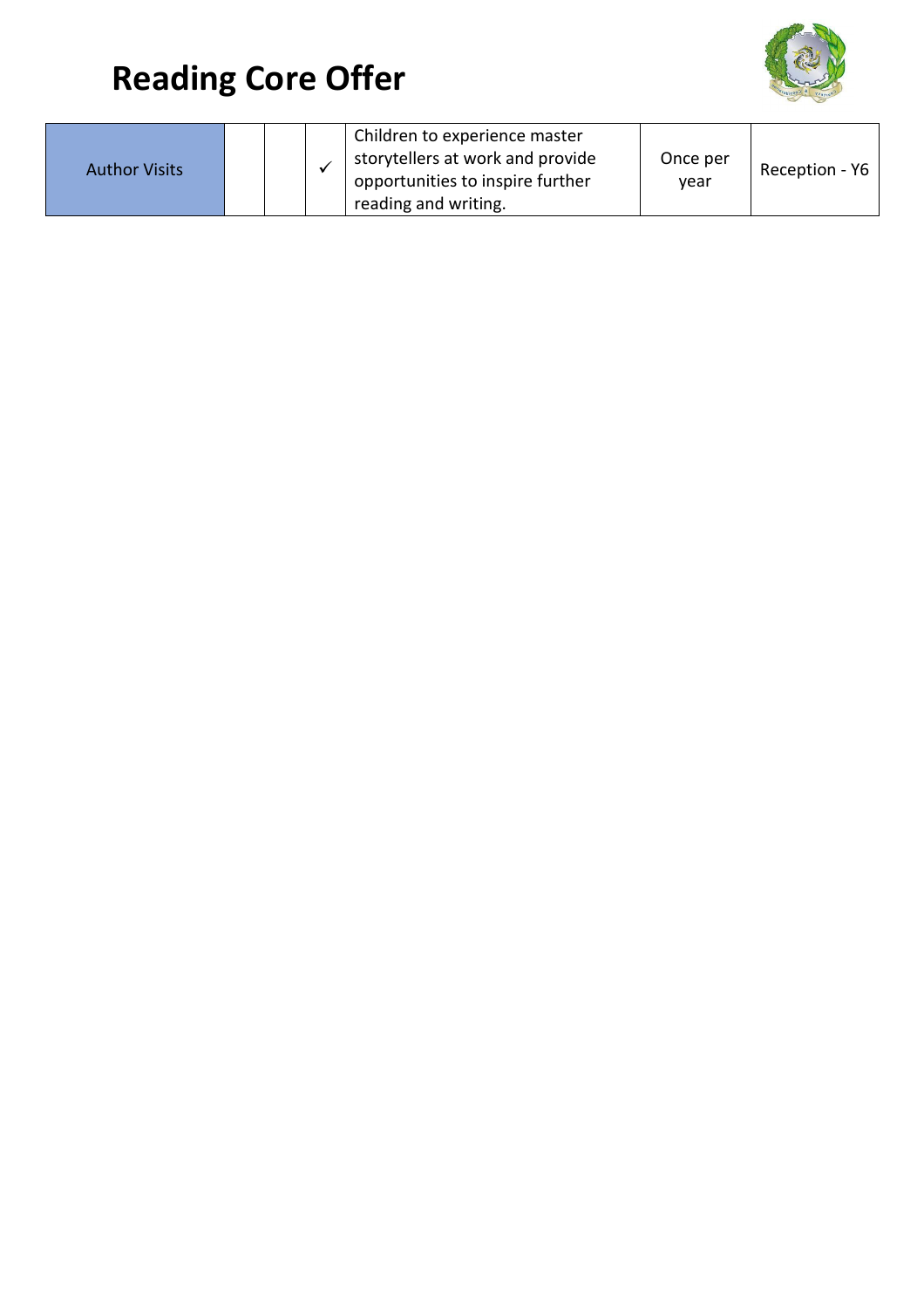# Reading Core Offer

| | | | | | | |
|---|---|---|---|---|---|---|
| Author Visits | | | ✓ | Children to experience master storytellers at work and provide opportunities to inspire further reading and writing. | Once per year | Reception - Y6 |